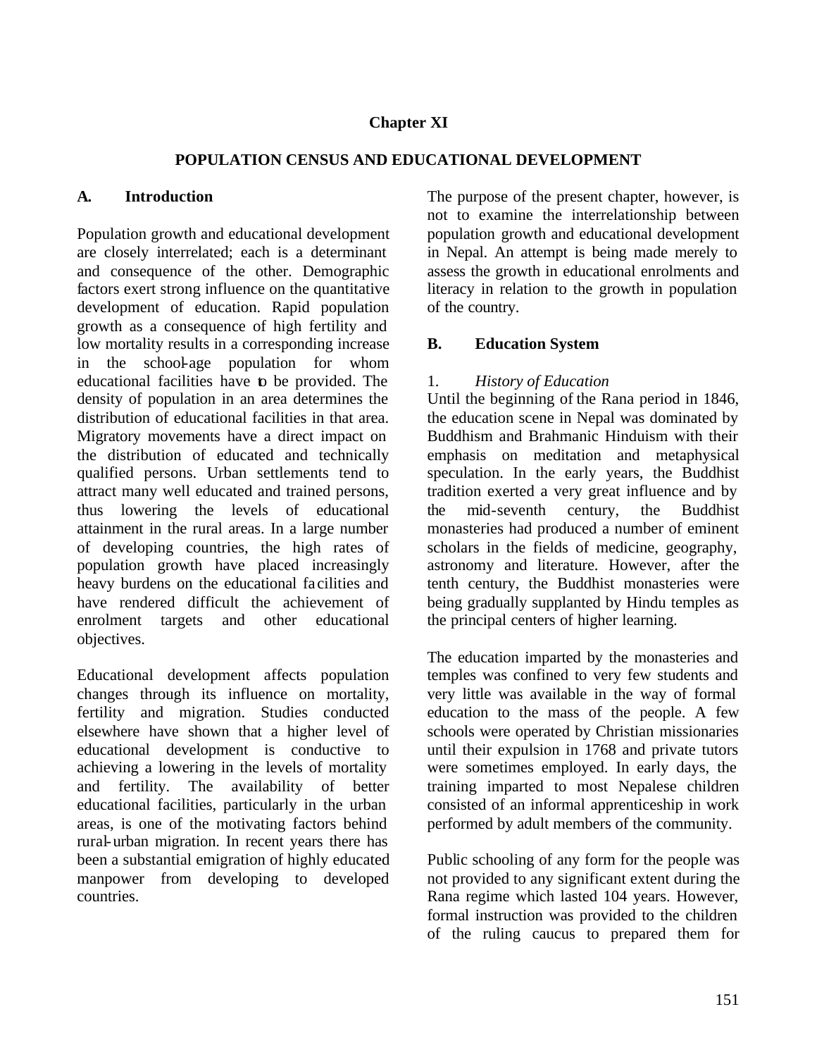# Chapter XI

## POPULATION CENSUS AND EDUCATIONAL DEVELOPMENT

### A. Introduction

Population growth and educational development are closely interrelated; each is a determinant and consequence of the other. Demographic factors exert strong influence on the quantitative development of education. Rapid population growth as a consequence of high fertility and low mortality results in a corresponding increase in the school-age population for whom educational facilities have to be provided. The density of population in an area determines the distribution of educational facilities in that area. Migratory movements have a direct impact on the distribution of educated and technically qualified persons. Urban settlements tend to attract many well educated and trained persons, thus lowering the levels of educational attainment in the rural areas. In a large number of developing countries, the high rates of population growth have placed increasingly heavy burdens on the educational facilities and have rendered difficult the achievement of enrolment targets and other educational objectives.

Educational development affects population changes through its influence on mortality, fertility and migration. Studies conducted elsewhere have shown that a higher level of educational development is conductive to achieving a lowering in the levels of mortality and fertility. The availability of better educational facilities, particularly in the urban areas, is one of the motivating factors behind rural-urban migration. In recent years there has been a substantial emigration of highly educated manpower from developing to developed countries.

The purpose of the present chapter, however, is not to examine the interrelationship between population growth and educational development in Nepal. An attempt is being made merely to assess the growth in educational enrolments and literacy in relation to the growth in population of the country.

### B. Education System

#### 1. *History of Education*

Until the beginning of the Rana period in 1846, the education scene in Nepal was dominated by Buddhism and Brahmanic Hinduism with their emphasis on meditation and metaphysical speculation. In the early years, the Buddhist tradition exerted a very great influence and by the mid-seventh century, the Buddhist monasteries had produced a number of eminent scholars in the fields of medicine, geography, astronomy and literature. However, after the tenth century, the Buddhist monasteries were being gradually supplanted by Hindu temples as the principal centers of higher learning.

The education imparted by the monasteries and temples was confined to very few students and very little was available in the way of formal education to the mass of the people. A few schools were operated by Christian missionaries until their expulsion in 1768 and private tutors were sometimes employed. In early days, the training imparted to most Nepalese children consisted of an informal apprenticeship in work performed by adult members of the community.

Public schooling of any form for the people was not provided to any significant extent during the Rana regime which lasted 104 years. However, formal instruction was provided to the children of the ruling caucus to prepared them for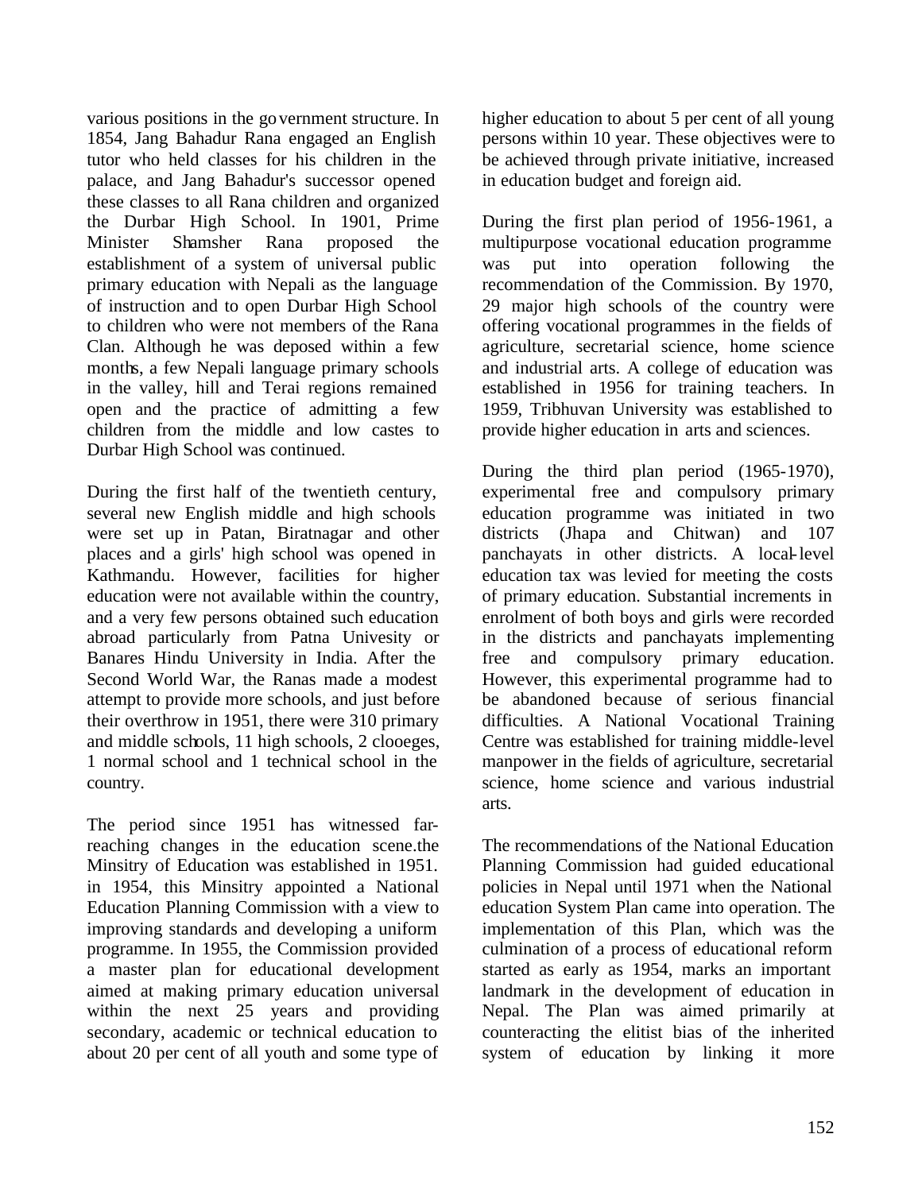various positions in the government structure. In 1854, Jang Bahadur Rana engaged an English tutor who held classes for his children in the palace, and Jang Bahadur's successor opened these classes to all Rana children and organized the Durbar High School. In 1901, Prime Minister Shamsher Rana proposed the establishment of a system of universal public primary education with Nepali as the language of instruction and to open Durbar High School to children who were not members of the Rana Clan. Although he was deposed within a few months, a few Nepali language primary schools in the valley, hill and Terai regions remained open and the practice of admitting a few children from the middle and low castes to Durbar High School was continued.

During the first half of the twentieth century, several new English middle and high schools were set up in Patan, Biratnagar and other places and a girls' high school was opened in Kathmandu. However, facilities for higher education were not available within the country, and a very few persons obtained such education abroad particularly from Patna Univesity or Banares Hindu University in India. After the Second World War, the Ranas made a modest attempt to provide more schools, and just before their overthrow in 1951, there were 310 primary and middle schools, 11 high schools, 2 clooeges, 1 normal school and 1 technical school in the country.

The period since 1951 has witnessed far-reaching changes in the education scene.the Minsitry of Education was established in 1951. in 1954, this Minsitry appointed a National Education Planning Commission with a view to improving standards and developing a uniform programme. In 1955, the Commission provided a master plan for educational development aimed at making primary education universal within the next 25 years and providing secondary, academic or technical education to about 20 per cent of all youth and some type of higher education to about 5 per cent of all young persons within 10 year. These objectives were to be achieved through private initiative, increased in education budget and foreign aid.

During the first plan period of 1956-1961, a multipurpose vocational education programme was put into operation following the recommendation of the Commission. By 1970, 29 major high schools of the country were offering vocational programmes in the fields of agriculture, secretarial science, home science and industrial arts. A college of education was established in 1956 for training teachers. In 1959, Tribhuvan University was established to provide higher education in arts and sciences.

During the third plan period (1965-1970), experimental free and compulsory primary education programme was initiated in two districts (Jhapa and Chitwan) and 107 panchayats in other districts. A local-level education tax was levied for meeting the costs of primary education. Substantial increments in enrolment of both boys and girls were recorded in the districts and panchayats implementing free and compulsory primary education. However, this experimental programme had to be abandoned because of serious financial difficulties. A National Vocational Training Centre was established for training middle-level manpower in the fields of agriculture, secretarial science, home science and various industrial arts.

The recommendations of the National Education Planning Commission had guided educational policies in Nepal until 1971 when the National education System Plan came into operation. The implementation of this Plan, which was the culmination of a process of educational reform started as early as 1954, marks an important landmark in the development of education in Nepal. The Plan was aimed primarily at counteracting the elitist bias of the inherited system of education by linking it more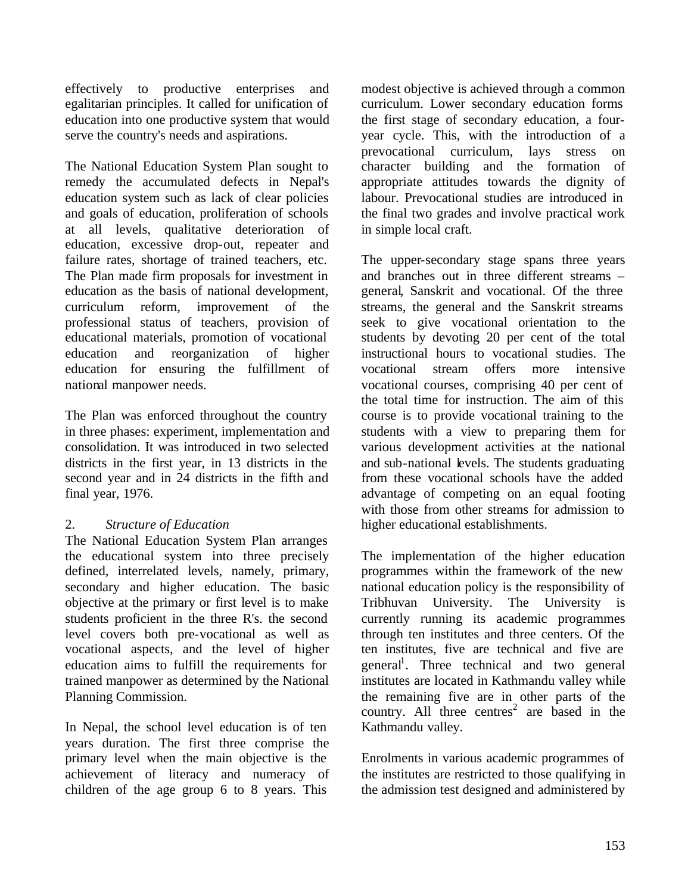effectively to productive enterprises and egalitarian principles. It called for unification of education into one productive system that would serve the country's needs and aspirations.

The National Education System Plan sought to remedy the accumulated defects in Nepal's education system such as lack of clear policies and goals of education, proliferation of schools at all levels, qualitative deterioration of education, excessive drop-out, repeater and failure rates, shortage of trained teachers, etc. The Plan made firm proposals for investment in education as the basis of national development, curriculum reform, improvement of the professional status of teachers, provision of educational materials, promotion of vocational education and reorganization of higher education for ensuring the fulfillment of national manpower needs.

The Plan was enforced throughout the country in three phases: experiment, implementation and consolidation. It was introduced in two selected districts in the first year, in 13 districts in the second year and in 24 districts in the fifth and final year, 1976.

## 2. *Structure of Education*

The National Education System Plan arranges the educational system into three precisely defined, interrelated levels, namely, primary, secondary and higher education. The basic objective at the primary or first level is to make students proficient in the three R's. the second level covers both pre-vocational as well as vocational aspects, and the level of higher education aims to fulfill the requirements for trained manpower as determined by the National Planning Commission.

In Nepal, the school level education is of ten years duration. The first three comprise the primary level when the main objective is the achievement of literacy and numeracy of children of the age group 6 to 8 years. This modest objective is achieved through a common curriculum. Lower secondary education forms the first stage of secondary education, a four-year cycle. This, with the introduction of a prevocational curriculum, lays stress on character building and the formation of appropriate attitudes towards the dignity of labour. Prevocational studies are introduced in the final two grades and involve practical work in simple local craft.

The upper-secondary stage spans three years and branches out in three different streams – general, Sanskrit and vocational. Of the three streams, the general and the Sanskrit streams seek to give vocational orientation to the students by devoting 20 per cent of the total instructional hours to vocational studies. The vocational stream offers more intensive vocational courses, comprising 40 per cent of the total time for instruction. The aim of this course is to provide vocational training to the students with a view to preparing them for various development activities at the national and sub-national levels. The students graduating from these vocational schools have the added advantage of competing on an equal footing with those from other streams for admission to higher educational establishments.

The implementation of the higher education programmes within the framework of the new national education policy is the responsibility of Tribhuvan University. The University is currently running its academic programmes through ten institutes and three centers. Of the ten institutes, five are technical and five are general[1]. Three technical and two general institutes are located in Kathmandu valley while the remaining five are in other parts of the country. All three centres[2] are based in the Kathmandu valley.

Enrolments in various academic programmes of the institutes are restricted to those qualifying in the admission test designed and administered by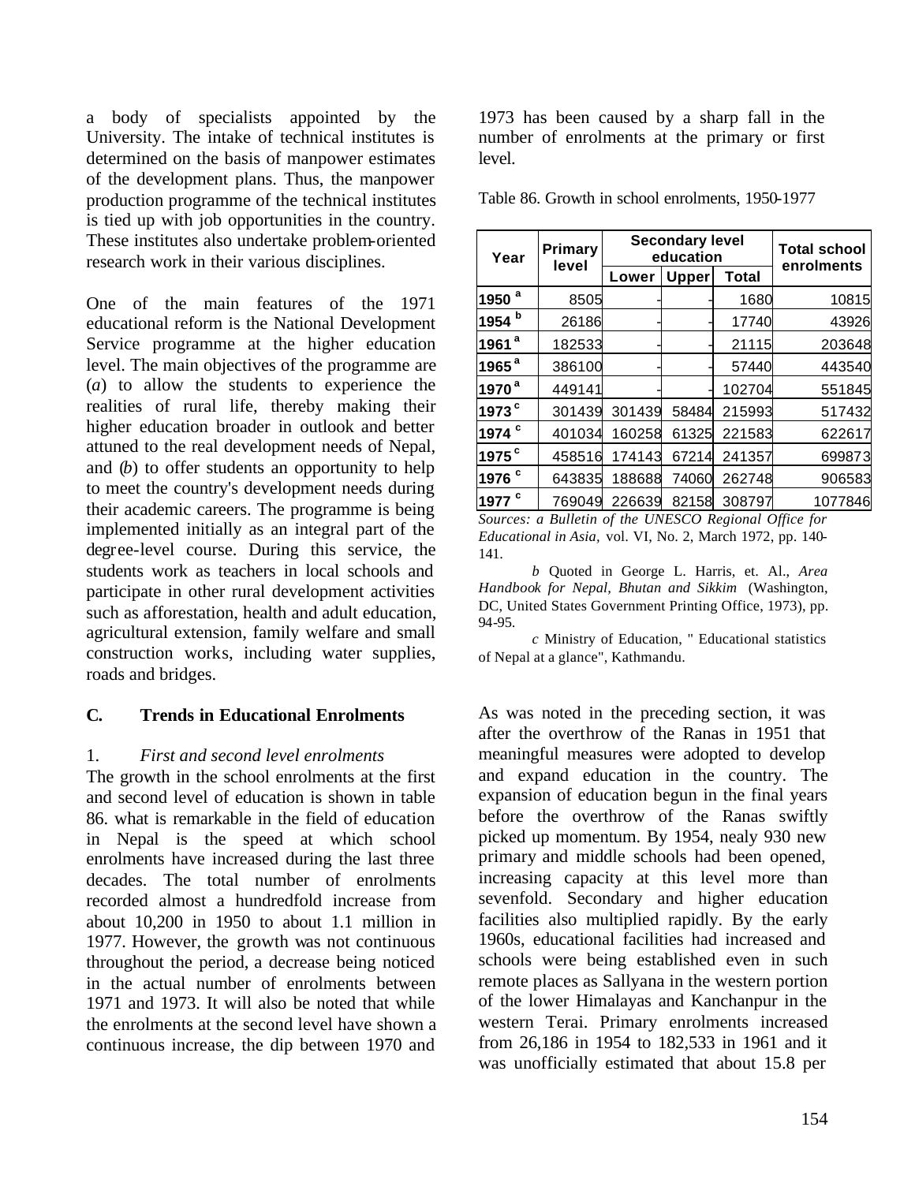a body of specialists appointed by the University. The intake of technical institutes is determined on the basis of manpower estimates of the development plans. Thus, the manpower production programme of the technical institutes is tied up with job opportunities in the country. These institutes also undertake problem-oriented research work in their various disciplines.

One of the main features of the 1971 educational reform is the National Development Service programme at the higher education level. The main objectives of the programme are (*a*) to allow the students to experience the realities of rural life, thereby making their higher education broader in outlook and better attuned to the real development needs of Nepal, and (*b*) to offer students an opportunity to help to meet the country's development needs during their academic careers. The programme is being implemented initially as an integral part of the degree-level course. During this service, the students work as teachers in local schools and participate in other rural development activities such as afforestation, health and adult education, agricultural extension, family welfare and small construction works, including water supplies, roads and bridges.

## C. Trends in Educational Enrolments

### 1. *First and second level enrolments*

The growth in the school enrolments at the first and second level of education is shown in table 86. what is remarkable in the field of education in Nepal is the speed at which school enrolments have increased during the last three decades. The total number of enrolments recorded almost a hundredfold increase from about 10,200 in 1950 to about 1.1 million in 1977. However, the growth was not continuous throughout the period, a decrease being noticed in the actual number of enrolments between 1971 and 1973. It will also be noted that while the enrolments at the second level have shown a continuous increase, the dip between 1970 and 1973 has been caused by a sharp fall in the number of enrolments at the primary or first level.

Table 86. Growth in school enrolments, 1950-1977

| Year | Primary level | Secondary level education | | | Total school enrolments |
|---|---|---|---|---|---|
| | | Lower | Upper | Total | |
| 1950 [a] | 8505 | - | - | 1680 | 10815 |
| 1954 [b] | 26186 | - | - | 17740 | 43926 |
| 1961 [a] | 182533 | - | - | 21115 | 203648 |
| 1965 [a] | 386100 | - | - | 57440 | 443540 |
| 1970 [a] | 449141 | - | - | 102704 | 551845 |
| 1973 [c] | 301439 | 301439 | 58484 | 215993 | 517432 |
| 1974 [c] | 401034 | 160258 | 61325 | 221583 | 622617 |
| 1975 [c] | 458516 | 174143 | 67214 | 241357 | 699873 |
| 1976 [c] | 643835 | 188688 | 74060 | 262748 | 906583 |
| 1977 [c] | 769049 | 226639 | 82158 | 308797 | 1077846 |

*Sources: a Bulletin of the UNESCO Regional Office for Educational in Asia,* vol. VI, No. 2, March 1972, pp. 140-141.

*b* Quoted in George L. Harris, et. Al., *Area Handbook for Nepal, Bhutan and Sikkim* (Washington, DC, United States Government Printing Office, 1973), pp. 94-95.

*c* Ministry of Education, " Educational statistics of Nepal at a glance", Kathmandu.

As was noted in the preceding section, it was after the overthrow of the Ranas in 1951 that meaningful measures were adopted to develop and expand education in the country. The expansion of education begun in the final years before the overthrow of the Ranas swiftly picked up momentum. By 1954, nealy 930 new primary and middle schools had been opened, increasing capacity at this level more than sevenfold. Secondary and higher education facilities also multiplied rapidly. By the early 1960s, educational facilities had increased and schools were being established even in such remote places as Sallyana in the western portion of the lower Himalayas and Kanchanpur in the western Terai. Primary enrolments increased from 26,186 in 1954 to 182,533 in 1961 and it was unofficially estimated that about 15.8 per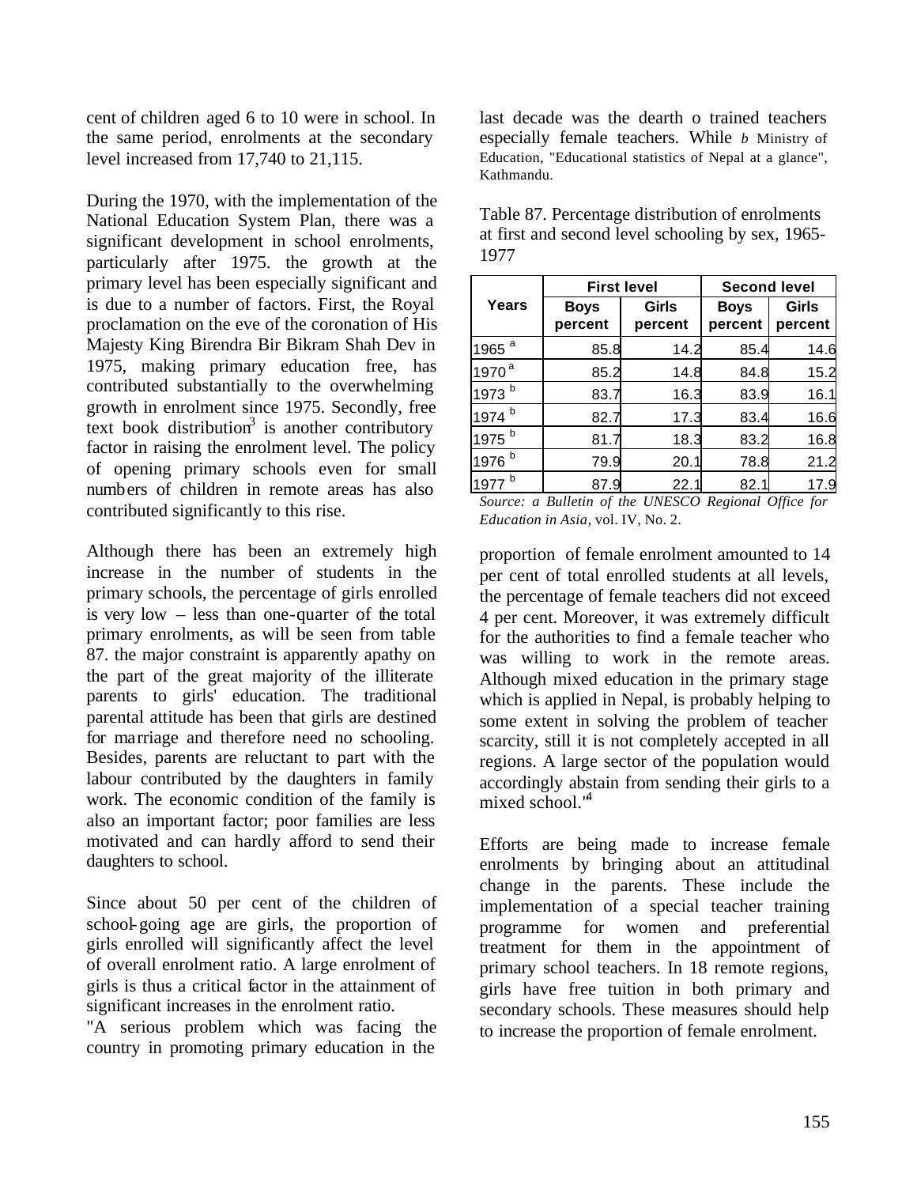cent of children aged 6 to 10 were in school. In the same period, enrolments at the secondary level increased from 17,740 to 21,115.

During the 1970, with the implementation of the National Education System Plan, there was a significant development in school enrolments, particularly after 1975. the growth at the primary level has been especially significant and is due to a number of factors. First, the Royal proclamation on the eve of the coronation of His Majesty King Birendra Bir Bikram Shah Dev in 1975, making primary education free, has contributed substantially to the overwhelming growth in enrolment since 1975. Secondly, free text book distribution[3] is another contributory factor in raising the enrolment level. The policy of opening primary schools even for small numbers of children in remote areas has also contributed significantly to this rise.

Although there has been an extremely high increase in the number of students in the primary schools, the percentage of girls enrolled is very low – less than one-quarter of the total primary enrolments, as will be seen from table 87. the major constraint is apparently apathy on the part of the great majority of the illiterate parents to girls' education. The traditional parental attitude has been that girls are destined for marriage and therefore need no schooling. Besides, parents are reluctant to part with the labour contributed by the daughters in family work. The economic condition of the family is also an important factor; poor families are less motivated and can hardly afford to send their daughters to school.

Since about 50 per cent of the children of school-going age are girls, the proportion of girls enrolled will significantly affect the level of overall enrolment ratio. A large enrolment of girls is thus a critical factor in the attainment of significant increases in the enrolment ratio.

"A serious problem which was facing the country in promoting primary education in the last decade was the dearth o trained teachers especially female teachers. While proportion of female enrolment amounted to 14 per cent of total enrolled students at all levels, the percentage of female teachers did not exceed 4 per cent. Moreover, it was extremely difficult for the authorities to find a female teacher who was willing to work in the remote areas. Although mixed education in the primary stage which is applied in Nepal, is probably helping to some extent in solving the problem of teacher scarcity, still it is not completely accepted in all regions. A large sector of the population would accordingly abstain from sending their girls to a mixed school."[4]

Table 87. Percentage distribution of enrolments at first and second level schooling by sex, 1965-1977

| Years | First level | | Second level | |
|---|---|---|---|---|
| | Boys percent | Girls percent | Boys percent | Girls percent |
| 1965 [a] | 85.8 | 14.2 | 85.4 | 14.6 |
| 1970 [a] | 85.2 | 14.8 | 84.8 | 15.2 |
| 1973 [b] | 83.7 | 16.3 | 83.9 | 16.1 |
| 1974 [b] | 82.7 | 17.3 | 83.4 | 16.6 |
| 1975 [b] | 81.7 | 18.3 | 83.2 | 16.8 |
| 1976 [b] | 79.9 | 20.1 | 78.8 | 21.2 |
| 1977 [b] | 87.9 | 22.1 | 82.1 | 17.9 |

*Source: a Bulletin of the UNESCO Regional Office for Education in Asia,* vol. IV, No. 2.

*b* Ministry of Education, "Educational statistics of Nepal at a glance", Kathmandu.

Efforts are being made to increase female enrolments by bringing about an attitudinal change in the parents. These include the implementation of a special teacher training programme for women and preferential treatment for them in the appointment of primary school teachers. In 18 remote regions, girls have free tuition in both primary and secondary schools. These measures should help to increase the proportion of female enrolment.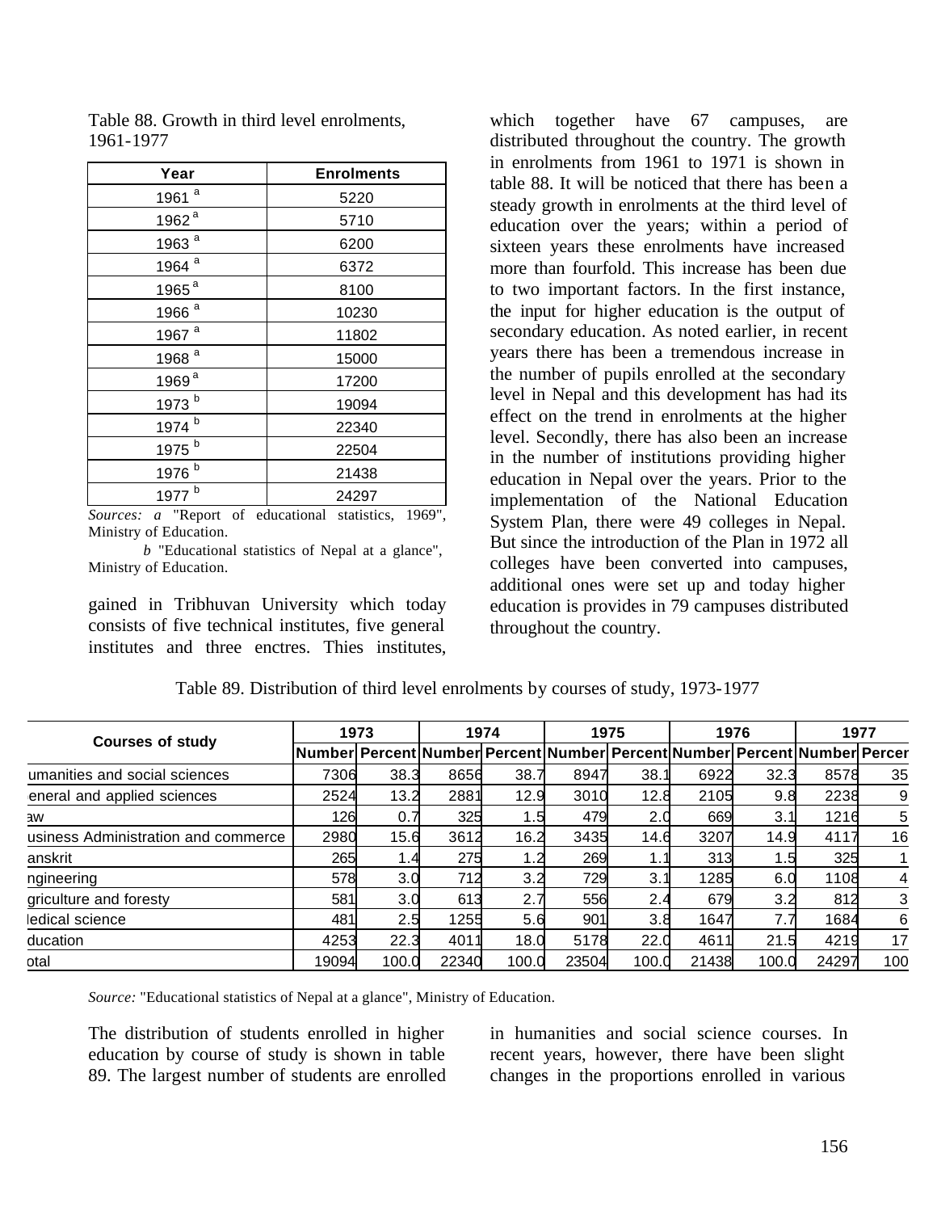Table 88. Growth in third level enrolments, 1961-1977

| Year | Enrolments |
|---|---|
| 1961 [a] | 5220 |
| 1962 [a] | 5710 |
| 1963 [a] | 6200 |
| 1964 [a] | 6372 |
| 1965 [a] | 8100 |
| 1966 [a] | 10230 |
| 1967 [a] | 11802 |
| 1968 [a] | 15000 |
| 1969 [a] | 17200 |
| 1973 [b] | 19094 |
| 1974 [b] | 22340 |
| 1975 [b] | 22504 |
| 1976 [b] | 21438 |
| 1977 [b] | 24297 |

*Sources: a* "Report of educational statistics, 1969", Ministry of Education.

*b* "Educational statistics of Nepal at a glance", Ministry of Education.

gained in Tribhuvan University which today consists of five technical institutes, five general institutes and three enctres. Thies institutes, which together have 67 campuses, are distributed throughout the country. The growth in enrolments from 1961 to 1971 is shown in table 88. It will be noticed that there has been a steady growth in enrolments at the third level of education over the years; within a period of sixteen years these enrolments have increased more than fourfold. This increase has been due to two important factors. In the first instance, the input for higher education is the output of secondary education. As noted earlier, in recent years there has been a tremendous increase in the number of pupils enrolled at the secondary level in Nepal and this development has had its effect on the trend in enrolments at the higher level. Secondly, there has also been an increase in the number of institutions providing higher education in Nepal over the years. Prior to the implementation of the National Education System Plan, there were 49 colleges in Nepal. But since the introduction of the Plan in 1972 all colleges have been converted into campuses, additional ones were set up and today higher education is provides in 79 campuses distributed throughout the country.

Table 89. Distribution of third level enrolments by courses of study, 1973-1977

| Courses of study | 1973 | | 1974 | | 1975 | | 1976 | | 1977 | |
|---|---|---|---|---|---|---|---|---|---|---|
| | Number | Percent | Number | Percent | Number | Percent | Number | Percent | Number | Percen |
| umanities and social sciences | 7306 | 38.3 | 8656 | 38.7 | 8947 | 38.1 | 6922 | 32.3 | 8578 | 35 |
| eneral and applied sciences | 2524 | 13.2 | 2881 | 12.9 | 3010 | 12.8 | 2105 | 9.8 | 2238 | 9 |
| aw | 126 | 0.7 | 325 | 1.5 | 479 | 2.0 | 669 | 3.1 | 1216 | 5 |
| usiness Administration and commerce | 2980 | 15.6 | 3612 | 16.2 | 3435 | 14.6 | 3207 | 14.9 | 4117 | 16 |
| anskrit | 265 | 1.4 | 275 | 1.2 | 269 | 1.1 | 313 | 1.5 | 325 | 1 |
| ngineering | 578 | 3.0 | 712 | 3.2 | 729 | 3.1 | 1285 | 6.0 | 1108 | 4 |
| griculture and foresty | 581 | 3.0 | 613 | 2.7 | 556 | 2.4 | 679 | 3.2 | 812 | 3 |
| ledical science | 481 | 2.5 | 1255 | 5.6 | 901 | 3.8 | 1647 | 7.7 | 1684 | 6 |
| ducation | 4253 | 22.3 | 4011 | 18.0 | 5178 | 22.0 | 4611 | 21.5 | 4219 | 17 |
| otal | 19094 | 100.0 | 22340 | 100.0 | 23504 | 100.0 | 21438 | 100.0 | 24297 | 100 |

*Source:* "Educational statistics of Nepal at a glance", Ministry of Education.

The distribution of students enrolled in higher education by course of study is shown in table 89. The largest number of students are enrolled in humanities and social science courses. In recent years, however, there have been slight changes in the proportions enrolled in various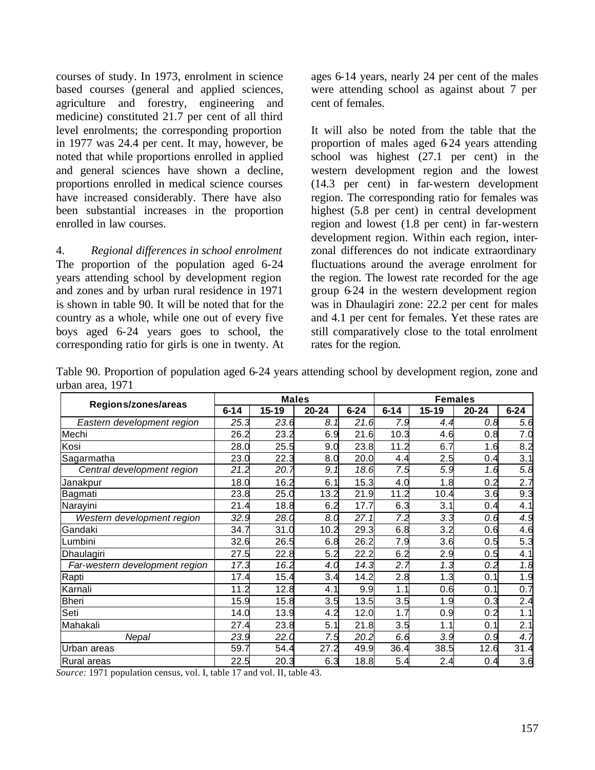courses of study. In 1973, enrolment in science based courses (general and applied sciences, agriculture and forestry, engineering and medicine) constituted 21.7 per cent of all third level enrolments; the corresponding proportion in 1977 was 24.4 per cent. It may, however, be noted that while proportions enrolled in applied and general sciences have shown a decline, proportions enrolled in medical science courses have increased considerably. There have also been substantial increases in the proportion enrolled in law courses.

4. *Regional differences in school enrolment*
The proportion of the population aged 6-24 years attending school by development region and zones and by urban rural residence in 1971 is shown in table 90. It will be noted that for the country as a whole, while one out of every five boys aged 6-24 years goes to school, the corresponding ratio for girls is one in twenty. At ages 6-14 years, nearly 24 per cent of the males were attending school as against about 7 per cent of females.

It will also be noted from the table that the proportion of males aged 6-24 years attending school was highest (27.1 per cent) in the western development region and the lowest (14.3 per cent) in far-western development region. The corresponding ratio for females was highest (5.8 per cent) in central development region and lowest (1.8 per cent) in far-western development region. Within each region, inter-zonal differences do not indicate extraordinary fluctuations around the average enrolment for the region. The lowest rate recorded for the age group 6-24 in the western development region was in Dhaulagiri zone: 22.2 per cent for males and 4.1 per cent for females. Yet these rates are still comparatively close to the total enrolment rates for the region.

Table 90. Proportion of population aged 6-24 years attending school by development region, zone and urban area, 1971

| Regions/zones/areas | Males | | | | Females | | | |
|---|---|---|---|---|---|---|---|---|
| | 6-14 | 15-19 | 20-24 | 6-24 | 6-14 | 15-19 | 20-24 | 6-24 |
| *Eastern development region* | *25.3* | *23.6* | *8.1* | *21.6* | *7.9* | *4.4* | *0.8* | *5.6* |
| Mechi | 26.2 | 23.2 | 6.9 | 21.6 | 10.3 | 4.6 | 0.8 | 7.0 |
| Kosi | 28.0 | 25.5 | 9.0 | 23.8 | 11.2 | 6.7 | 1.6 | 8.2 |
| Sagarmatha | 23.0 | 22.3 | 8.0 | 20.0 | 4.4 | 2.5 | 0.4 | 3.1 |
| *Central development region* | *21.2* | *20.7* | *9.1* | *18.6* | *7.5* | *5.9* | *1.6* | *5.8* |
| Janakpur | 18.0 | 16.2 | 6.1 | 15.3 | 4.0 | 1.8 | 0.2 | 2.7 |
| Bagmati | 23.8 | 25.0 | 13.2 | 21.9 | 11.2 | 10.4 | 3.6 | 9.3 |
| Narayini | 21.4 | 18.8 | 6.2 | 17.7 | 6.3 | 3.1 | 0.4 | 4.1 |
| *Western development region* | *32.9* | *28.0* | *8.0* | *27.1* | *7.2* | *3.3* | *0.6* | *4.9* |
| Gandaki | 34.7 | 31.0 | 10.2 | 29.3 | 6.8 | 3.2 | 0.6 | 4.6 |
| Lumbini | 32.6 | 26.5 | 6.8 | 26.2 | 7.9 | 3.6 | 0.5 | 5.3 |
| Dhaulagiri | 27.5 | 22.8 | 5.2 | 22.2 | 6.2 | 2.9 | 0.5 | 4.1 |
| *Far-western development region* | *17.3* | *16.2* | *4.0* | *14.3* | *2.7* | *1.3* | *0.2* | *1.8* |
| Rapti | 17.4 | 15.4 | 3.4 | 14.2 | 2.8 | 1.3 | 0.1 | 1.9 |
| Karnali | 11.2 | 12.8 | 4.1 | 9.9 | 1.1 | 0.6 | 0.1 | 0.7 |
| Bheri | 15.9 | 15.8 | 3.5 | 13.5 | 3.5 | 1.9 | 0.3 | 2.4 |
| Seti | 14.0 | 13.9 | 4.2 | 12.0 | 1.7 | 0.9 | 0.2 | 1.1 |
| Mahakali | 27.4 | 23.8 | 5.1 | 21.8 | 3.5 | 1.1 | 0.1 | 2.1 |
| *Nepal* | *23.9* | *22.0* | *7.5* | *20.2* | *6.6* | *3.9* | *0.9* | *4.7* |
| Urban areas | 59.7 | 54.4 | 27.2 | 49.9 | 36.4 | 38.5 | 12.6 | 31.4 |
| Rural areas | 22.5 | 20.3 | 6.3 | 18.8 | 5.4 | 2.4 | 0.4 | 3.6 |

*Source:* 1971 population census, vol. I, table 17 and vol. II, table 43.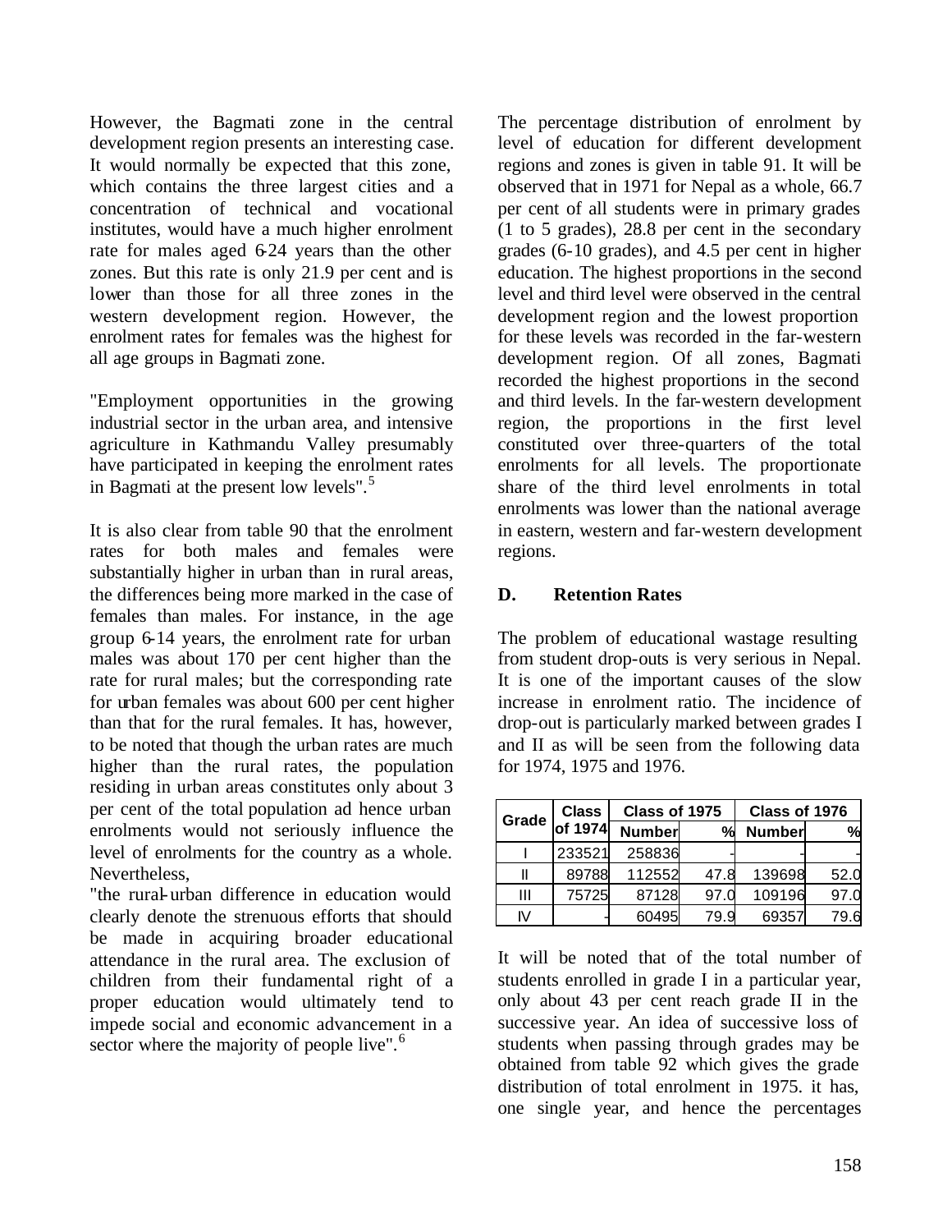However, the Bagmati zone in the central development region presents an interesting case. It would normally be expected that this zone, which contains the three largest cities and a concentration of technical and vocational institutes, would have a much higher enrolment rate for males aged 6-24 years than the other zones. But this rate is only 21.9 per cent and is lower than those for all three zones in the western development region. However, the enrolment rates for females was the highest for all age groups in Bagmati zone.

"Employment opportunities in the growing industrial sector in the urban area, and intensive agriculture in Kathmandu Valley presumably have participated in keeping the enrolment rates in Bagmati at the present low levels".[5]

It is also clear from table 90 that the enrolment rates for both males and females were substantially higher in urban than in rural areas, the differences being more marked in the case of females than males. For instance, in the age group 6-14 years, the enrolment rate for urban males was about 170 per cent higher than the rate for rural males; but the corresponding rate for urban females was about 600 per cent higher than that for the rural females. It has, however, to be noted that though the urban rates are much higher than the rural rates, the population residing in urban areas constitutes only about 3 per cent of the total population ad hence urban enrolments would not seriously influence the level of enrolments for the country as a whole. Nevertheless,

"the rural-urban difference in education would clearly denote the strenuous efforts that should be made in acquiring broader educational attendance in the rural area. The exclusion of children from their fundamental right of a proper education would ultimately tend to impede social and economic advancement in a sector where the majority of people live".[6]

The percentage distribution of enrolment by level of education for different development regions and zones is given in table 91. It will be observed that in 1971 for Nepal as a whole, 66.7 per cent of all students were in primary grades (1 to 5 grades), 28.8 per cent in the secondary grades (6-10 grades), and 4.5 per cent in higher education. The highest proportions in the second level and third level were observed in the central development region and the lowest proportion for these levels was recorded in the far-western development region. Of all zones, Bagmati recorded the highest proportions in the second and third levels. In the far-western development region, the proportions in the first level constituted over three-quarters of the total enrolments for all levels. The proportionate share of the third level enrolments in total enrolments was lower than the national average in eastern, western and far-western development regions.

## D. Retention Rates

The problem of educational wastage resulting from student drop-outs is very serious in Nepal. It is one of the important causes of the slow increase in enrolment ratio. The incidence of drop-out is particularly marked between grades I and II as will be seen from the following data for 1974, 1975 and 1976.

| Grade | Class of 1974 | Class of 1975 | | Class of 1976 | |
|---|---|---|---|---|---|
| | | Number | % | Number | % |
| I | 233521 | 258836 | - | - | - |
| II | 89788 | 112552 | 47.8 | 139698 | 52.0 |
| III | 75725 | 87128 | 97.0 | 109196 | 97.0 |
| IV | - | 60495 | 79.9 | 69357 | 79.6 |

It will be noted that of the total number of students enrolled in grade I in a particular year, only about 43 per cent reach grade II in the successive year. An idea of successive loss of students when passing through grades may be obtained from table 92 which gives the grade distribution of total enrolment in 1975. it has, one single year, and hence the percentages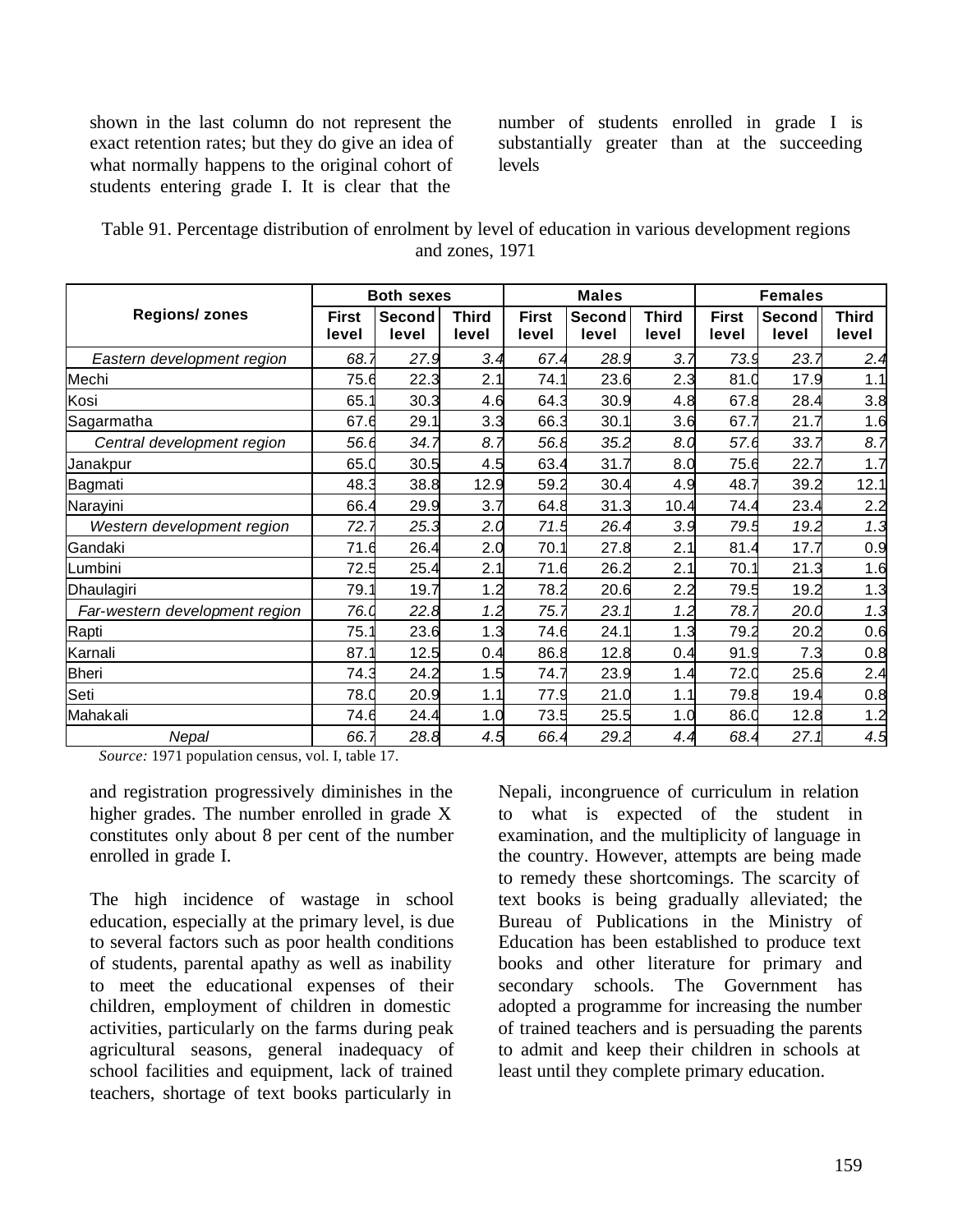shown in the last column do not represent the exact retention rates; but they do give an idea of what normally happens to the original cohort of students entering grade I. It is clear that the number of students enrolled in grade I is substantially greater than at the succeeding levels

Table 91. Percentage distribution of enrolment by level of education in various development regions and zones, 1971

| Regions/ zones | Both sexes | | | Males | | | Females | | |
|---|---|---|---|---|---|---|---|---|---|
| | First level | Second level | Third level | First level | Second level | Third level | First level | Second level | Third level |
| *Eastern development region* | *68.7* | *27.9* | *3.4* | *67.4* | *28.9* | *3.7* | *73.9* | *23.7* | *2.4* |
| Mechi | 75.6 | 22.3 | 2.1 | 74.1 | 23.6 | 2.3 | 81.0 | 17.9 | 1.1 |
| Kosi | 65.1 | 30.3 | 4.6 | 64.3 | 30.9 | 4.8 | 67.8 | 28.4 | 3.8 |
| Sagarmatha | 67.6 | 29.1 | 3.3 | 66.3 | 30.1 | 3.6 | 67.7 | 21.7 | 1.6 |
| *Central development region* | *56.6* | *34.7* | *8.7* | *56.8* | *35.2* | *8.0* | *57.6* | *33.7* | *8.7* |
| Janakpur | 65.0 | 30.5 | 4.5 | 63.4 | 31.7 | 8.0 | 75.6 | 22.7 | 1.7 |
| Bagmati | 48.3 | 38.8 | 12.9 | 59.2 | 30.4 | 4.9 | 48.7 | 39.2 | 12.1 |
| Narayini | 66.4 | 29.9 | 3.7 | 64.8 | 31.3 | 10.4 | 74.4 | 23.4 | 2.2 |
| *Western development region* | *72.7* | *25.3* | *2.0* | *71.5* | *26.4* | *3.9* | *79.5* | *19.2* | *1.3* |
| Gandaki | 71.6 | 26.4 | 2.0 | 70.1 | 27.8 | 2.1 | 81.4 | 17.7 | 0.9 |
| Lumbini | 72.5 | 25.4 | 2.1 | 71.6 | 26.2 | 2.1 | 70.1 | 21.3 | 1.6 |
| Dhaulagiri | 79.1 | 19.7 | 1.2 | 78.2 | 20.6 | 2.2 | 79.5 | 19.2 | 1.3 |
| *Far-western development region* | *76.0* | *22.8* | *1.2* | *75.7* | *23.1* | *1.2* | *78.7* | *20.0* | *1.3* |
| Rapti | 75.1 | 23.6 | 1.3 | 74.6 | 24.1 | 1.3 | 79.2 | 20.2 | 0.6 |
| Karnali | 87.1 | 12.5 | 0.4 | 86.8 | 12.8 | 0.4 | 91.9 | 7.3 | 0.8 |
| Bheri | 74.3 | 24.2 | 1.5 | 74.7 | 23.9 | 1.4 | 72.0 | 25.6 | 2.4 |
| Seti | 78.0 | 20.9 | 1.1 | 77.9 | 21.0 | 1.1 | 79.8 | 19.4 | 0.8 |
| Mahakali | 74.6 | 24.4 | 1.0 | 73.5 | 25.5 | 1.0 | 86.0 | 12.8 | 1.2 |
| *Nepal* | *66.7* | *28.8* | *4.5* | *66.4* | *29.2* | *4.4* | *68.4* | *27.1* | *4.5* |

*Source:* 1971 population census, vol. I, table 17.

and registration progressively diminishes in the higher grades. The number enrolled in grade X constitutes only about 8 per cent of the number enrolled in grade I.

The high incidence of wastage in school education, especially at the primary level, is due to several factors such as poor health conditions of students, parental apathy as well as inability to meet the educational expenses of their children, employment of children in domestic activities, particularly on the farms during peak agricultural seasons, general inadequacy of school facilities and equipment, lack of trained teachers, shortage of text books particularly in Nepali, incongruence of curriculum in relation to what is expected of the student in examination, and the multiplicity of language in the country. However, attempts are being made to remedy these shortcomings. The scarcity of text books is being gradually alleviated; the Bureau of Publications in the Ministry of Education has been established to produce text books and other literature for primary and secondary schools. The Government has adopted a programme for increasing the number of trained teachers and is persuading the parents to admit and keep their children in schools at least until they complete primary education.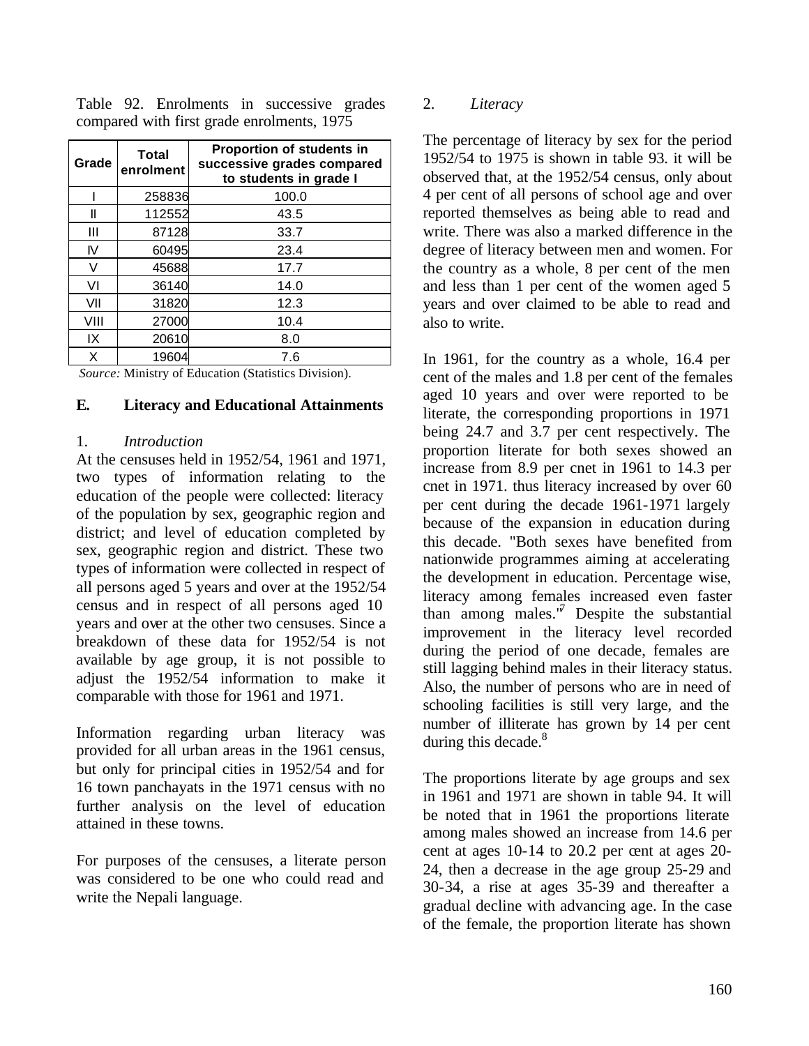Table 92. Enrolments in successive grades compared with first grade enrolments, 1975

| Grade | Total enrolment | Proportion of students in successive grades compared to students in grade I |
|---|---|---|
| I | 258836 | 100.0 |
| II | 112552 | 43.5 |
| III | 87128 | 33.7 |
| IV | 60495 | 23.4 |
| V | 45688 | 17.7 |
| VI | 36140 | 14.0 |
| VII | 31820 | 12.3 |
| VIII | 27000 | 10.4 |
| IX | 20610 | 8.0 |
| X | 19604 | 7.6 |

*Source:* Ministry of Education (Statistics Division).

## E. Literacy and Educational Attainments

### 1. *Introduction*

At the censuses held in 1952/54, 1961 and 1971, two types of information relating to the education of the people were collected: literacy of the population by sex, geographic region and district; and level of education completed by sex, geographic region and district. These two types of information were collected in respect of all persons aged 5 years and over at the 1952/54 census and in respect of all persons aged 10 years and over at the other two censuses. Since a breakdown of these data for 1952/54 is not available by age group, it is not possible to adjust the 1952/54 information to make it comparable with those for 1961 and 1971.

Information regarding urban literacy was provided for all urban areas in the 1961 census, but only for principal cities in 1952/54 and for 16 town panchayats in the 1971 census with no further analysis on the level of education attained in these towns.

For purposes of the censuses, a literate person was considered to be one who could read and write the Nepali language.

### 2. *Literacy*

The percentage of literacy by sex for the period 1952/54 to 1975 is shown in table 93. it will be observed that, at the 1952/54 census, only about 4 per cent of all persons of school age and over reported themselves as being able to read and write. There was also a marked difference in the degree of literacy between men and women. For the country as a whole, 8 per cent of the men and less than 1 per cent of the women aged 5 years and over claimed to be able to read and also to write.

In 1961, for the country as a whole, 16.4 per cent of the males and 1.8 per cent of the females aged 10 years and over were reported to be literate, the corresponding proportions in 1971 being 24.7 and 3.7 per cent respectively. The proportion literate for both sexes showed an increase from 8.9 per cnet in 1961 to 14.3 per cnet in 1971. thus literacy increased by over 60 per cent during the decade 1961-1971 largely because of the expansion in education during this decade. "Both sexes have benefited from nationwide programmes aiming at accelerating the development in education. Percentage wise, literacy among females increased even faster than among males."[7] Despite the substantial improvement in the literacy level recorded during the period of one decade, females are still lagging behind males in their literacy status. Also, the number of persons who are in need of schooling facilities is still very large, and the number of illiterate has grown by 14 per cent during this decade.[8]

The proportions literate by age groups and sex in 1961 and 1971 are shown in table 94. It will be noted that in 1961 the proportions literate among males showed an increase from 14.6 per cent at ages 10-14 to 20.2 per cent at ages 20-24, then a decrease in the age group 25-29 and 30-34, a rise at ages 35-39 and thereafter a gradual decline with advancing age. In the case of the female, the proportion literate has shown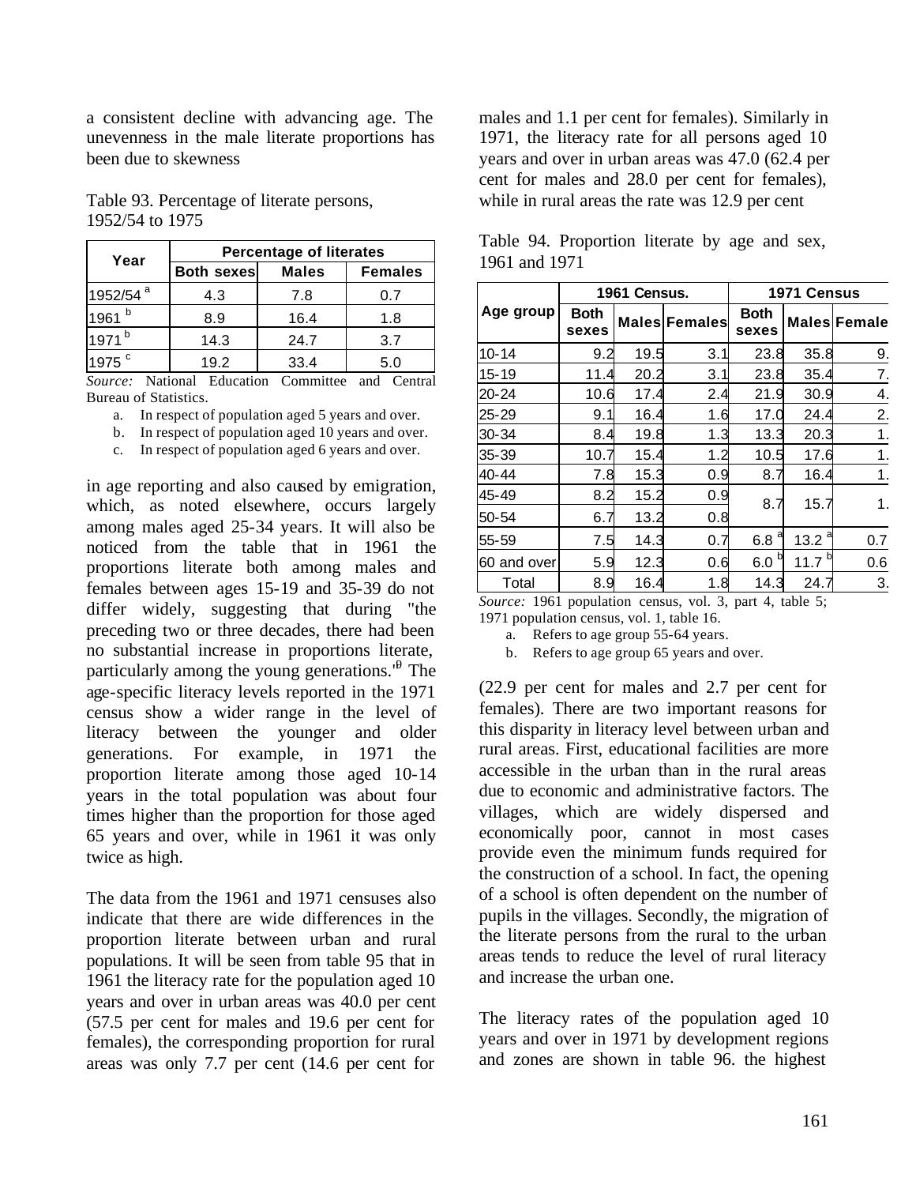a consistent decline with advancing age. The unevenness in the male literate proportions has been due to skewness

Table 93. Percentage of literate persons, 1952/54 to 1975

| Year | Percentage of literates | | |
|---|---|---|---|
| | Both sexes | Males | Females |
| 1952/54 [a] | 4.3 | 7.8 | 0.7 |
| 1961 [b] | 8.9 | 16.4 | 1.8 |
| 1971 [b] | 14.3 | 24.7 | 3.7 |
| 1975 [c] | 19.2 | 33.4 | 5.0 |

*Source:* National Education Committee and Central Bureau of Statistics.

a. In respect of population aged 5 years and over.

b. In respect of population aged 10 years and over.

c. In respect of population aged 6 years and over.

in age reporting and also caused by emigration, which, as noted elsewhere, occurs largely among males aged 25-34 years. It will also be noticed from the table that in 1961 the proportions literate both among males and females between ages 15-19 and 35-39 do not differ widely, suggesting that during "the preceding two or three decades, there had been no substantial increase in proportions literate, particularly among the young generations."[9] The age-specific literacy levels reported in the 1971 census show a wider range in the level of literacy between the younger and older generations. For example, in 1971 the proportion literate among those aged 10-14 years in the total population was about four times higher than the proportion for those aged 65 years and over, while in 1961 it was only twice as high.

The data from the 1961 and 1971 censuses also indicate that there are wide differences in the proportion literate between urban and rural populations. It will be seen from table 95 that in 1961 the literacy rate for the population aged 10 years and over in urban areas was 40.0 per cent (57.5 per cent for males and 19.6 per cent for females), the corresponding proportion for rural areas was only 7.7 per cent (14.6 per cent for males and 1.1 per cent for females). Similarly in 1971, the literacy rate for all persons aged 10 years and over in urban areas was 47.0 (62.4 per cent for males and 28.0 per cent for females), while in rural areas the rate was 12.9 per cent

Table 94. Proportion literate by age and sex, 1961 and 1971

| Age group | 1961 Census. | | | 1971 Census | | |
|---|---|---|---|---|---|---|
| | Both sexes | Males | Females | Both sexes | Males | Female |
| 10-14 | 9.2 | 19.5 | 3.1 | 23.8 | 35.8 | 9. |
| 15-19 | 11.4 | 20.2 | 3.1 | 23.8 | 35.4 | 7. |
| 20-24 | 10.6 | 17.4 | 2.4 | 21.9 | 30.9 | 4. |
| 25-29 | 9.1 | 16.4 | 1.6 | 17.0 | 24.4 | 2. |
| 30-34 | 8.4 | 19.8 | 1.3 | 13.3 | 20.3 | 1. |
| 35-39 | 10.7 | 15.4 | 1.2 | 10.5 | 17.6 | 1. |
| 40-44 | 7.8 | 15.3 | 0.9 | 8.7 | 16.4 | 1. |
| 45-49 | 8.2 | 15.2 | 0.9 | 8.7 | 15.7 | 1. |
| 50-54 | 6.7 | 13.2 | 0.8 | | | |
| 55-59 | 7.5 | 14.3 | 0.7 | 6.8 [a] | 13.2 [a] | 0.7 |
| 60 and over | 5.9 | 12.3 | 0.6 | 6.0 [b] | 11.7 [b] | 0.6 |
| Total | 8.9 | 16.4 | 1.8 | 14.3 | 24.7 | 3. |

*Source:* 1961 population census, vol. 3, part 4, table 5; 1971 population census, vol. 1, table 16.

a. Refers to age group 55-64 years.

b. Refers to age group 65 years and over.

(22.9 per cent for males and 2.7 per cent for females). There are two important reasons for this disparity in literacy level between urban and rural areas. First, educational facilities are more accessible in the urban than in the rural areas due to economic and administrative factors. The villages, which are widely dispersed and economically poor, cannot in most cases provide even the minimum funds required for the construction of a school. In fact, the opening of a school is often dependent on the number of pupils in the villages. Secondly, the migration of the literate persons from the rural to the urban areas tends to reduce the level of rural literacy and increase the urban one.

The literacy rates of the population aged 10 years and over in 1971 by development regions and zones are shown in table 96. the highest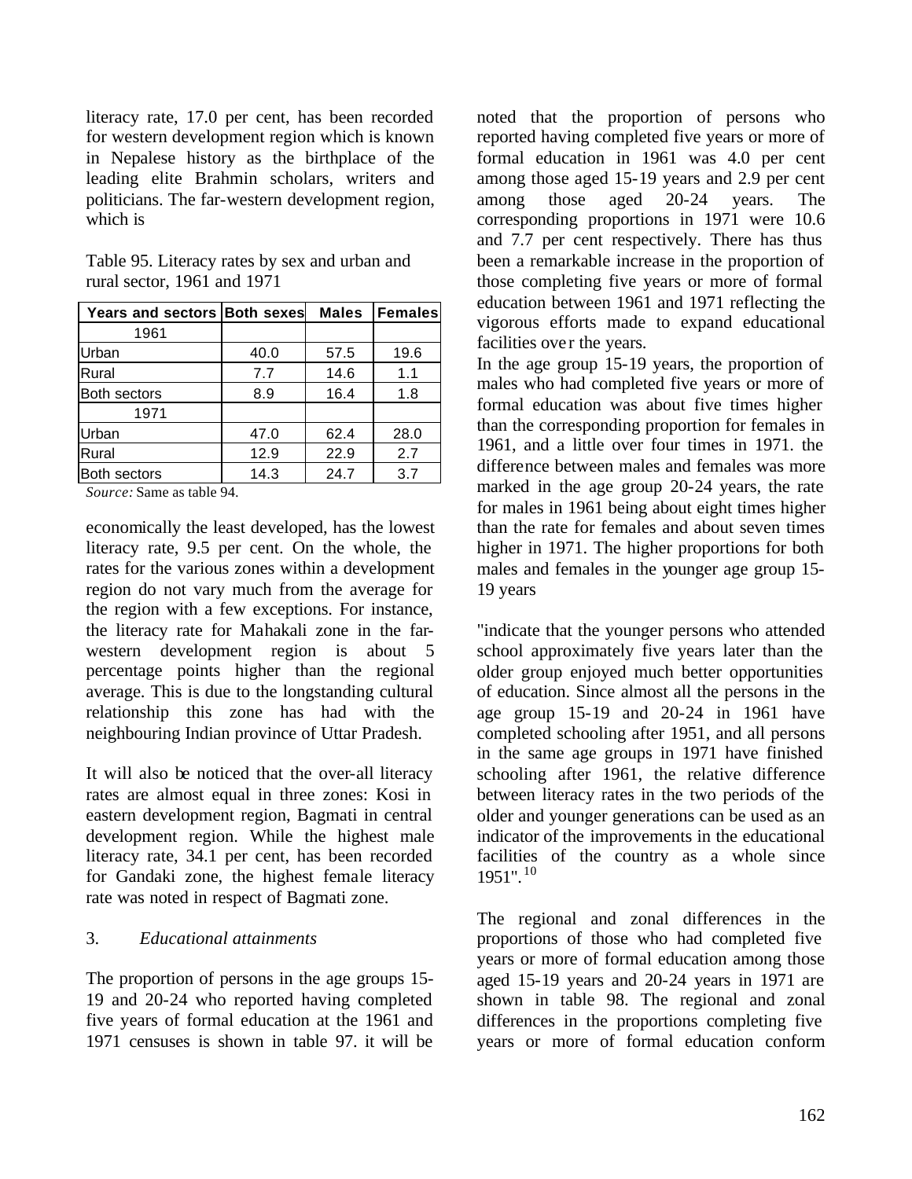literacy rate, 17.0 per cent, has been recorded for western development region which is known in Nepalese history as the birthplace of the leading elite Brahmin scholars, writers and politicians. The far-western development region, which is

Table 95. Literacy rates by sex and urban and rural sector, 1961 and 1971

| Years and sectors | Both sexes | Males | Females |
|---|---|---|---|
| 1961 | | | |
| Urban | 40.0 | 57.5 | 19.6 |
| Rural | 7.7 | 14.6 | 1.1 |
| Both sectors | 8.9 | 16.4 | 1.8 |
| 1971 | | | |
| Urban | 47.0 | 62.4 | 28.0 |
| Rural | 12.9 | 22.9 | 2.7 |
| Both sectors | 14.3 | 24.7 | 3.7 |

*Source:* Same as table 94.

economically the least developed, has the lowest literacy rate, 9.5 per cent. On the whole, the rates for the various zones within a development region do not vary much from the average for the region with a few exceptions. For instance, the literacy rate for Mahakali zone in the far-western development region is about 5 percentage points higher than the regional average. This is due to the longstanding cultural relationship this zone has had with the neighbouring Indian province of Uttar Pradesh.

It will also be noticed that the over-all literacy rates are almost equal in three zones: Kosi in eastern development region, Bagmati in central development region. While the highest male literacy rate, 34.1 per cent, has been recorded for Gandaki zone, the highest female literacy rate was noted in respect of Bagmati zone.

3. *Educational attainments*

The proportion of persons in the age groups 15-19 and 20-24 who reported having completed five years of formal education at the 1961 and 1971 censuses is shown in table 97. it will be noted that the proportion of persons who reported having completed five years or more of formal education in 1961 was 4.0 per cent among those aged 15-19 years and 2.9 per cent among those aged 20-24 years. The corresponding proportions in 1971 were 10.6 and 7.7 per cent respectively. There has thus been a remarkable increase in the proportion of those completing five years or more of formal education between 1961 and 1971 reflecting the vigorous efforts made to expand educational facilities over the years.

In the age group 15-19 years, the proportion of males who had completed five years or more of formal education was about five times higher than the corresponding proportion for females in 1961, and a little over four times in 1971. the difference between males and females was more marked in the age group 20-24 years, the rate for males in 1961 being about eight times higher than the rate for females and about seven times higher in 1971. The higher proportions for both males and females in the younger age group 15-19 years

"indicate that the younger persons who attended school approximately five years later than the older group enjoyed much better opportunities of education. Since almost all the persons in the age group 15-19 and 20-24 in 1961 have completed schooling after 1951, and all persons in the same age groups in 1971 have finished schooling after 1961, the relative difference between literacy rates in the two periods of the older and younger generations can be used as an indicator of the improvements in the educational facilities of the country as a whole since 1951".[10]

The regional and zonal differences in the proportions of those who had completed five years or more of formal education among those aged 15-19 years and 20-24 years in 1971 are shown in table 98. The regional and zonal differences in the proportions completing five years or more of formal education conform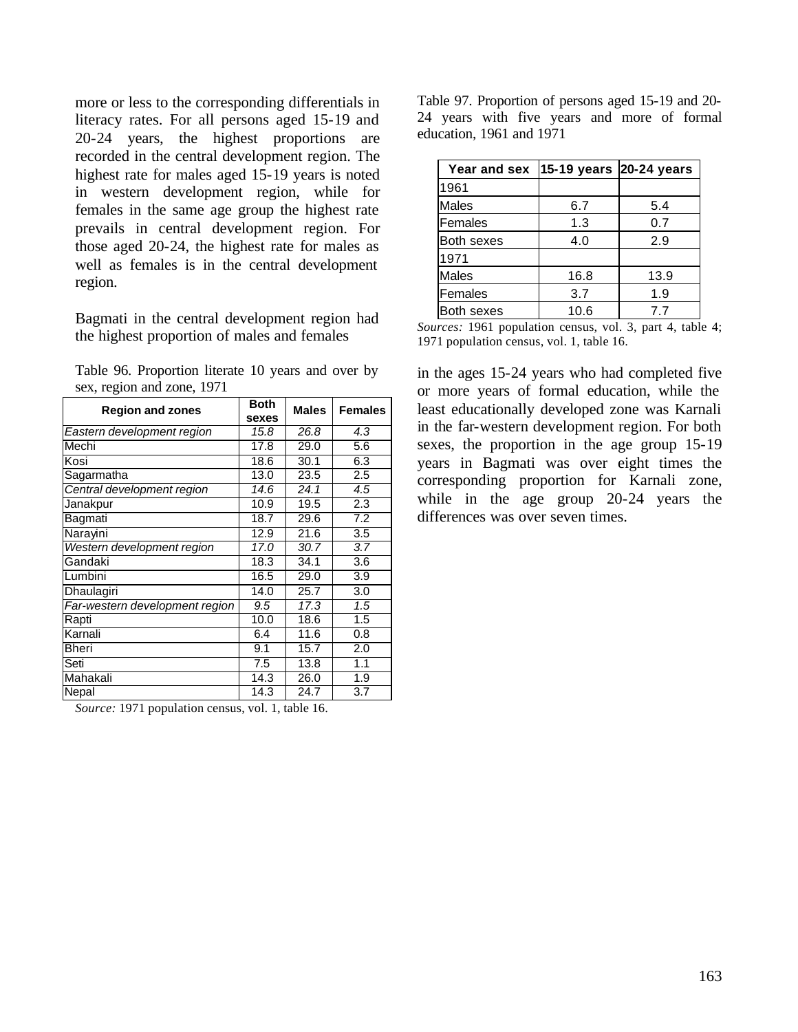more or less to the corresponding differentials in literacy rates. For all persons aged 15-19 and 20-24 years, the highest proportions are recorded in the central development region. The highest rate for males aged 15-19 years is noted in western development region, while for females in the same age group the highest rate prevails in central development region. For those aged 20-24, the highest rate for males as well as females is in the central development region.

Bagmati in the central development region had the highest proportion of males and females

Table 96. Proportion literate 10 years and over by sex, region and zone, 1971

| Region and zones | Both sexes | Males | Females |
|---|---|---|---|
| *Eastern development region* | *15.8* | *26.8* | *4.3* |
| Mechi | 17.8 | 29.0 | 5.6 |
| Kosi | 18.6 | 30.1 | 6.3 |
| Sagarmatha | 13.0 | 23.5 | 2.5 |
| *Central development region* | *14.6* | *24.1* | *4.5* |
| Janakpur | 10.9 | 19.5 | 2.3 |
| Bagmati | 18.7 | 29.6 | 7.2 |
| Narayini | 12.9 | 21.6 | 3.5 |
| *Western development region* | *17.0* | *30.7* | *3.7* |
| Gandaki | 18.3 | 34.1 | 3.6 |
| Lumbini | 16.5 | 29.0 | 3.9 |
| Dhaulagiri | 14.0 | 25.7 | 3.0 |
| *Far-western development region* | *9.5* | *17.3* | *1.5* |
| Rapti | 10.0 | 18.6 | 1.5 |
| Karnali | 6.4 | 11.6 | 0.8 |
| Bheri | 9.1 | 15.7 | 2.0 |
| Seti | 7.5 | 13.8 | 1.1 |
| Mahakali | 14.3 | 26.0 | 1.9 |
| Nepal | 14.3 | 24.7 | 3.7 |

*Source:* 1971 population census, vol. 1, table 16.

Table 97. Proportion of persons aged 15-19 and 20-24 years with five years and more of formal education, 1961 and 1971

| Year and sex | 15-19 years | 20-24 years |
|---|---|---|
| 1961 | | |
| Males | 6.7 | 5.4 |
| Females | 1.3 | 0.7 |
| Both sexes | 4.0 | 2.9 |
| 1971 | | |
| Males | 16.8 | 13.9 |
| Females | 3.7 | 1.9 |
| Both sexes | 10.6 | 7.7 |

*Sources:* 1961 population census, vol. 3, part 4, table 4; 1971 population census, vol. 1, table 16.

in the ages 15-24 years who had completed five or more years of formal education, while the least educationally developed zone was Karnali in the far-western development region. For both sexes, the proportion in the age group 15-19 years in Bagmati was over eight times the corresponding proportion for Karnali zone, while in the age group 20-24 years the differences was over seven times.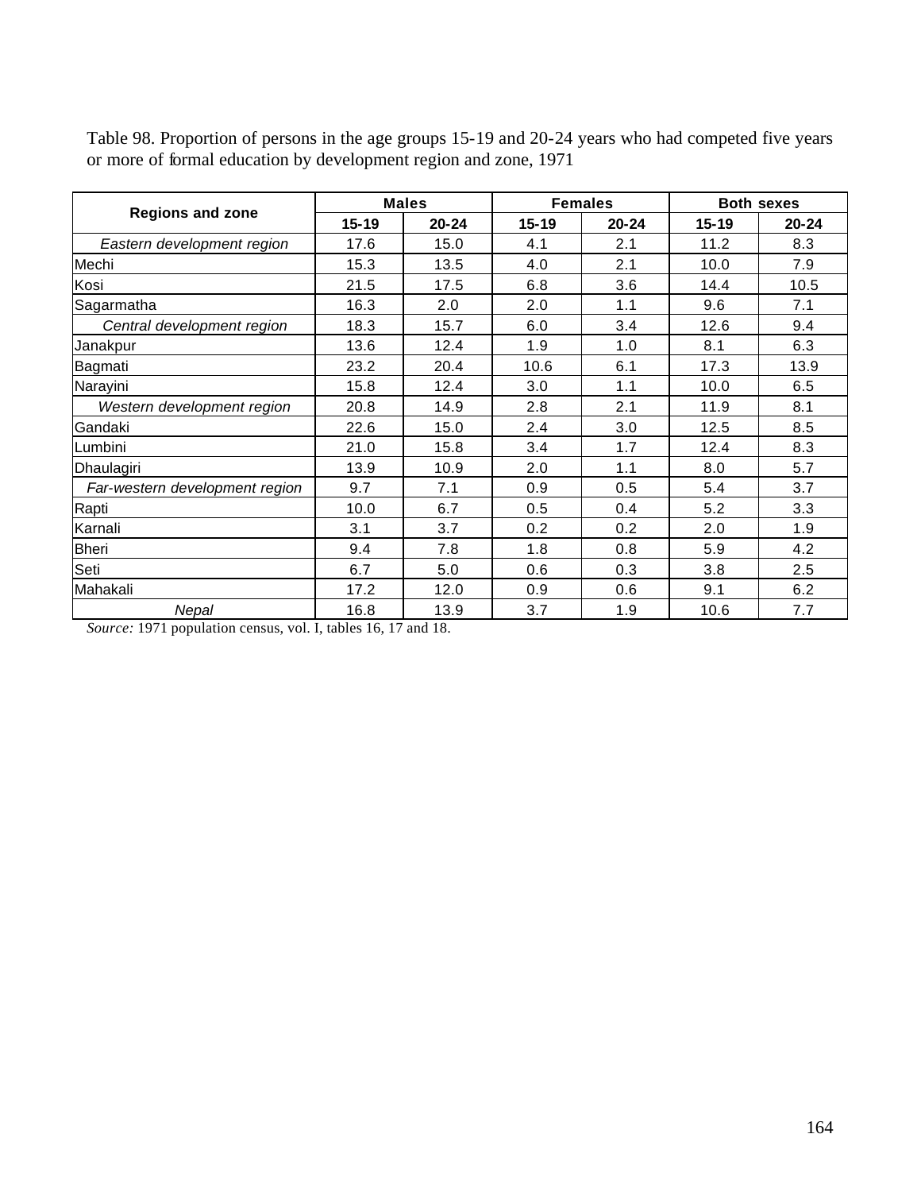Table 98. Proportion of persons in the age groups 15-19 and 20-24 years who had competed five years or more of formal education by development region and zone, 1971

| Regions and zone | Males | | Females | | Both sexes | |
|---|---|---|---|---|---|---|
| | 15-19 | 20-24 | 15-19 | 20-24 | 15-19 | 20-24 |
| *Eastern development region* | 17.6 | 15.0 | 4.1 | 2.1 | 11.2 | 8.3 |
| Mechi | 15.3 | 13.5 | 4.0 | 2.1 | 10.0 | 7.9 |
| Kosi | 21.5 | 17.5 | 6.8 | 3.6 | 14.4 | 10.5 |
| Sagarmatha | 16.3 | 2.0 | 2.0 | 1.1 | 9.6 | 7.1 |
| *Central development region* | 18.3 | 15.7 | 6.0 | 3.4 | 12.6 | 9.4 |
| Janakpur | 13.6 | 12.4 | 1.9 | 1.0 | 8.1 | 6.3 |
| Bagmati | 23.2 | 20.4 | 10.6 | 6.1 | 17.3 | 13.9 |
| Narayini | 15.8 | 12.4 | 3.0 | 1.1 | 10.0 | 6.5 |
| *Western development region* | 20.8 | 14.9 | 2.8 | 2.1 | 11.9 | 8.1 |
| Gandaki | 22.6 | 15.0 | 2.4 | 3.0 | 12.5 | 8.5 |
| Lumbini | 21.0 | 15.8 | 3.4 | 1.7 | 12.4 | 8.3 |
| Dhaulagiri | 13.9 | 10.9 | 2.0 | 1.1 | 8.0 | 5.7 |
| *Far-western development region* | 9.7 | 7.1 | 0.9 | 0.5 | 5.4 | 3.7 |
| Rapti | 10.0 | 6.7 | 0.5 | 0.4 | 5.2 | 3.3 |
| Karnali | 3.1 | 3.7 | 0.2 | 0.2 | 2.0 | 1.9 |
| Bheri | 9.4 | 7.8 | 1.8 | 0.8 | 5.9 | 4.2 |
| Seti | 6.7 | 5.0 | 0.6 | 0.3 | 3.8 | 2.5 |
| Mahakali | 17.2 | 12.0 | 0.9 | 0.6 | 9.1 | 6.2 |
| *Nepal* | 16.8 | 13.9 | 3.7 | 1.9 | 10.6 | 7.7 |

*Source:* 1971 population census, vol. I, tables 16, 17 and 18.